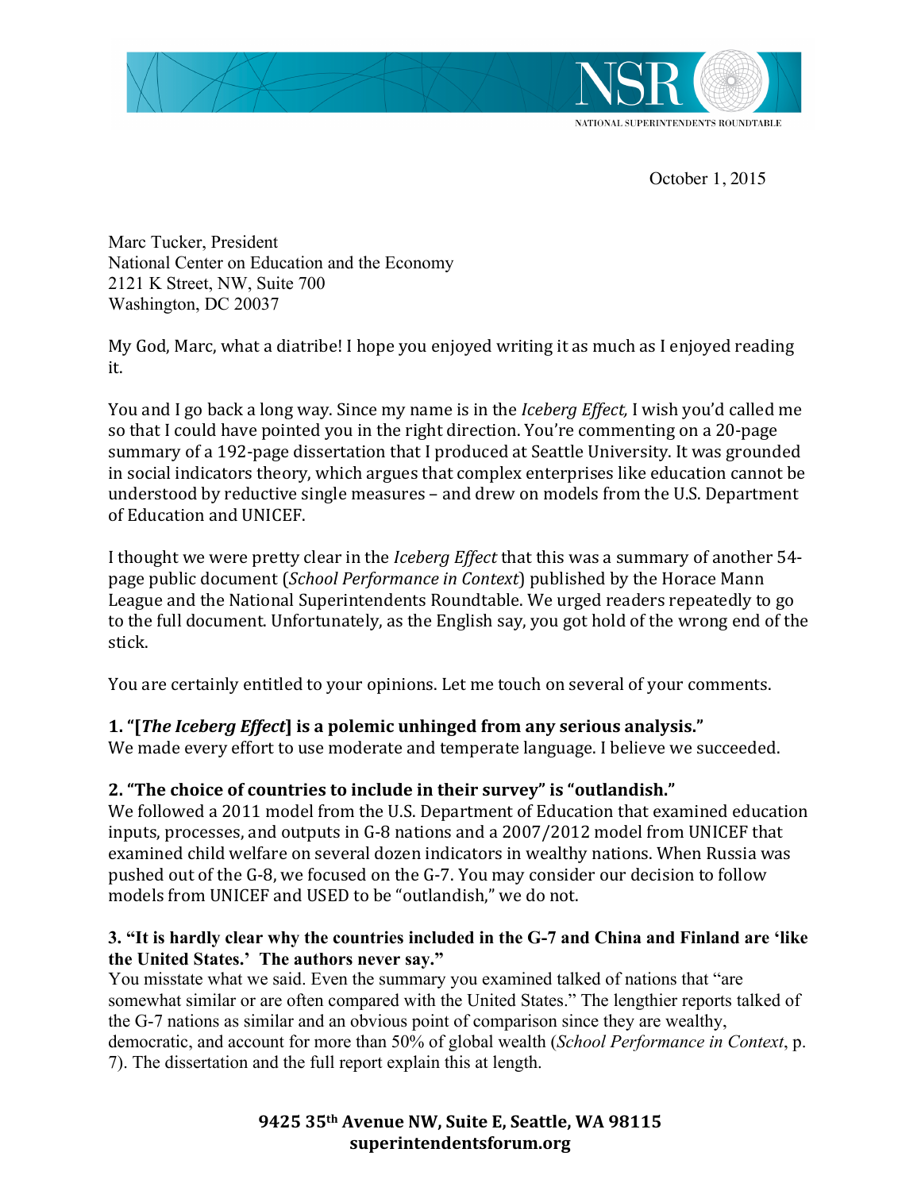NATIONAL SUPERINTENDENTS ROUNDTABLE

October 1, 2015

Marc Tucker, President
National Center on Education and the Economy
2121 K Street, NW, Suite 700
Washington, DC 20037

My God, Marc, what a diatribe! I hope you enjoyed writing it as much as I enjoyed reading it.

You and I go back a long way. Since my name is in the *Iceberg Effect,* I wish you'd called me so that I could have pointed you in the right direction. You're commenting on a 20-page summary of a 192-page dissertation that I produced at Seattle University. It was grounded in social indicators theory, which argues that complex enterprises like education cannot be understood by reductive single measures – and drew on models from the U.S. Department of Education and UNICEF.

I thought we were pretty clear in the *Iceberg Effect* that this was a summary of another 54-page public document (*School Performance in Context*) published by the Horace Mann League and the National Superintendents Roundtable. We urged readers repeatedly to go to the full document. Unfortunately, as the English say, you got hold of the wrong end of the stick.

You are certainly entitled to your opinions. Let me touch on several of your comments.

**1. "[*The Iceberg Effect*] is a polemic unhinged from any serious analysis."**
We made every effort to use moderate and temperate language. I believe we succeeded.

**2. "The choice of countries to include in their survey" is "outlandish."**
We followed a 2011 model from the U.S. Department of Education that examined education inputs, processes, and outputs in G-8 nations and a 2007/2012 model from UNICEF that examined child welfare on several dozen indicators in wealthy nations. When Russia was pushed out of the G-8, we focused on the G-7. You may consider our decision to follow models from UNICEF and USED to be "outlandish," we do not.

**3. "It is hardly clear why the countries included in the G-7 and China and Finland are 'like the United States.' The authors never say."**
You misstate what we said. Even the summary you examined talked of nations that "are somewhat similar or are often compared with the United States." The lengthier reports talked of the G-7 nations as similar and an obvious point of comparison since they are wealthy, democratic, and account for more than 50% of global wealth (*School Performance in Context*, p. 7). The dissertation and the full report explain this at length.

**9425 35th Avenue NW, Suite E, Seattle, WA 98115**
**superintendentsforum.org**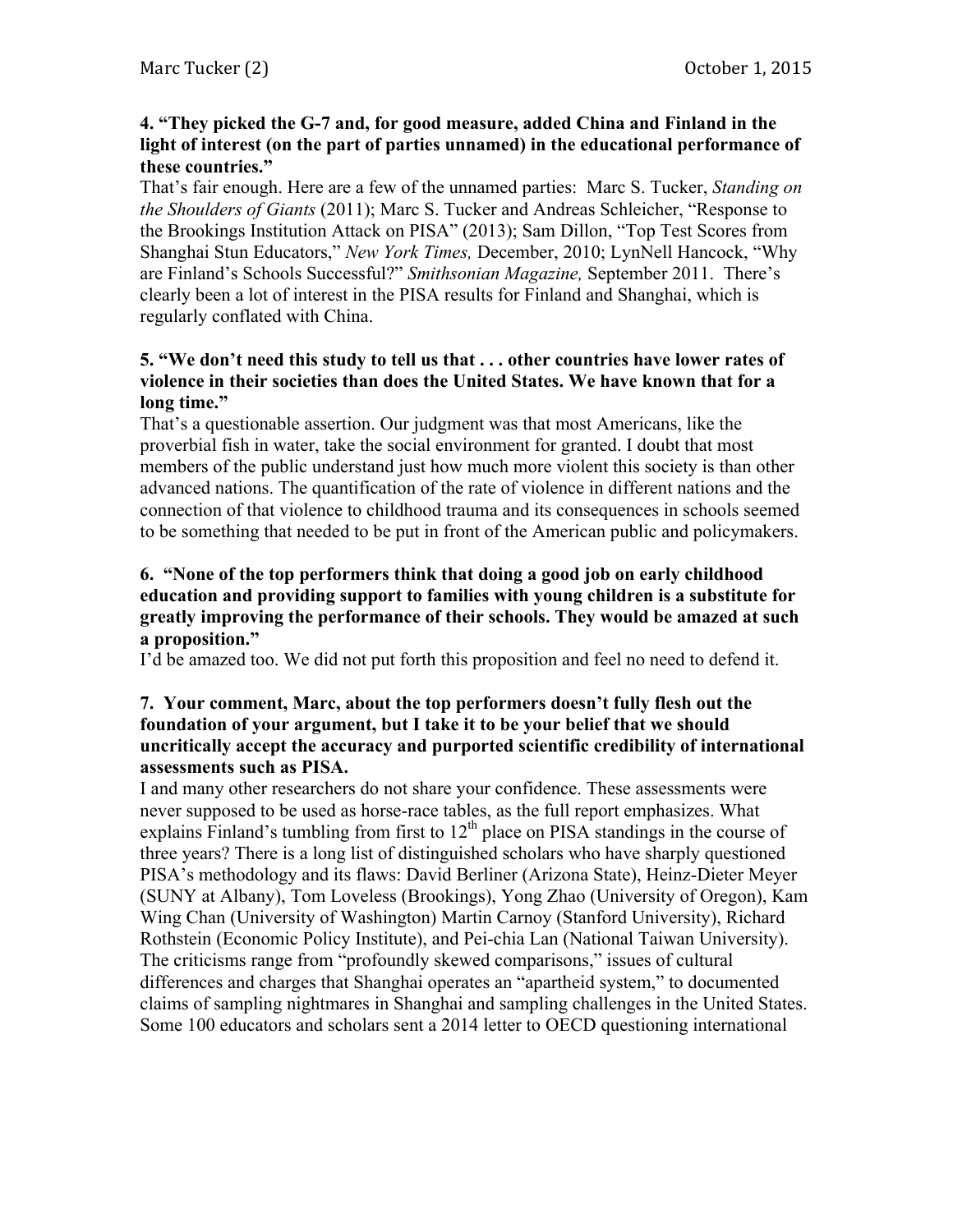**4. "They picked the G-7 and, for good measure, added China and Finland in the light of interest (on the part of parties unnamed) in the educational performance of these countries."**

That's fair enough. Here are a few of the unnamed parties: Marc S. Tucker, *Standing on the Shoulders of Giants* (2011); Marc S. Tucker and Andreas Schleicher, "Response to the Brookings Institution Attack on PISA" (2013); Sam Dillon, "Top Test Scores from Shanghai Stun Educators," *New York Times,* December, 2010; LynNell Hancock, "Why are Finland's Schools Successful?" *Smithsonian Magazine,* September 2011. There's clearly been a lot of interest in the PISA results for Finland and Shanghai, which is regularly conflated with China.

**5. "We don't need this study to tell us that . . . other countries have lower rates of violence in their societies than does the United States. We have known that for a long time."**

That's a questionable assertion. Our judgment was that most Americans, like the proverbial fish in water, take the social environment for granted. I doubt that most members of the public understand just how much more violent this society is than other advanced nations. The quantification of the rate of violence in different nations and the connection of that violence to childhood trauma and its consequences in schools seemed to be something that needed to be put in front of the American public and policymakers.

**6. "None of the top performers think that doing a good job on early childhood education and providing support to families with young children is a substitute for greatly improving the performance of their schools. They would be amazed at such a proposition."**

I'd be amazed too. We did not put forth this proposition and feel no need to defend it.

**7. Your comment, Marc, about the top performers doesn't fully flesh out the foundation of your argument, but I take it to be your belief that we should uncritically accept the accuracy and purported scientific credibility of international assessments such as PISA.**

I and many other researchers do not share your confidence. These assessments were never supposed to be used as horse-race tables, as the full report emphasizes. What explains Finland's tumbling from first to 12th place on PISA standings in the course of three years? There is a long list of distinguished scholars who have sharply questioned PISA's methodology and its flaws: David Berliner (Arizona State), Heinz-Dieter Meyer (SUNY at Albany), Tom Loveless (Brookings), Yong Zhao (University of Oregon), Kam Wing Chan (University of Washington) Martin Carnoy (Stanford University), Richard Rothstein (Economic Policy Institute), and Pei-chia Lan (National Taiwan University). The criticisms range from "profoundly skewed comparisons," issues of cultural differences and charges that Shanghai operates an "apartheid system," to documented claims of sampling nightmares in Shanghai and sampling challenges in the United States. Some 100 educators and scholars sent a 2014 letter to OECD questioning international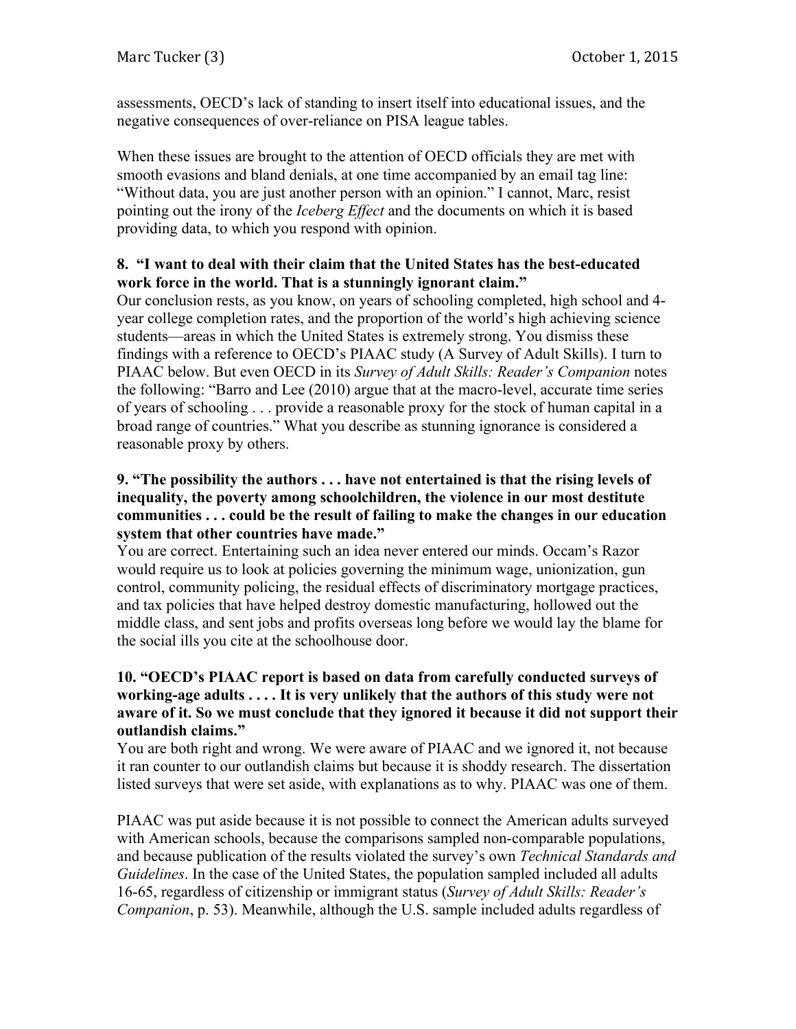assessments, OECD's lack of standing to insert itself into educational issues, and the negative consequences of over-reliance on PISA league tables.

When these issues are brought to the attention of OECD officials they are met with smooth evasions and bland denials, at one time accompanied by an email tag line: "Without data, you are just another person with an opinion." I cannot, Marc, resist pointing out the irony of the *Iceberg Effect* and the documents on which it is based providing data, to which you respond with opinion.

**8. "I want to deal with their claim that the United States has the best-educated work force in the world. That is a stunningly ignorant claim."**

Our conclusion rests, as you know, on years of schooling completed, high school and 4-year college completion rates, and the proportion of the world's high achieving science students—areas in which the United States is extremely strong. You dismiss these findings with a reference to OECD's PIAAC study (A Survey of Adult Skills). I turn to PIAAC below. But even OECD in its *Survey of Adult Skills: Reader's Companion* notes the following: "Barro and Lee (2010) argue that at the macro-level, accurate time series of years of schooling . . . provide a reasonable proxy for the stock of human capital in a broad range of countries." What you describe as stunning ignorance is considered a reasonable proxy by others.

**9. "The possibility the authors . . . have not entertained is that the rising levels of inequality, the poverty among schoolchildren, the violence in our most destitute communities . . . could be the result of failing to make the changes in our education system that other countries have made."**

You are correct. Entertaining such an idea never entered our minds. Occam's Razor would require us to look at policies governing the minimum wage, unionization, gun control, community policing, the residual effects of discriminatory mortgage practices, and tax policies that have helped destroy domestic manufacturing, hollowed out the middle class, and sent jobs and profits overseas long before we would lay the blame for the social ills you cite at the schoolhouse door.

**10. "OECD's PIAAC report is based on data from carefully conducted surveys of working-age adults . . . . It is very unlikely that the authors of this study were not aware of it. So we must conclude that they ignored it because it did not support their outlandish claims."**

You are both right and wrong. We were aware of PIAAC and we ignored it, not because it ran counter to our outlandish claims but because it is shoddy research. The dissertation listed surveys that were set aside, with explanations as to why. PIAAC was one of them.

PIAAC was put aside because it is not possible to connect the American adults surveyed with American schools, because the comparisons sampled non-comparable populations, and because publication of the results violated the survey's own *Technical Standards and Guidelines*. In the case of the United States, the population sampled included all adults 16-65, regardless of citizenship or immigrant status (*Survey of Adult Skills: Reader's Companion*, p. 53). Meanwhile, although the U.S. sample included adults regardless of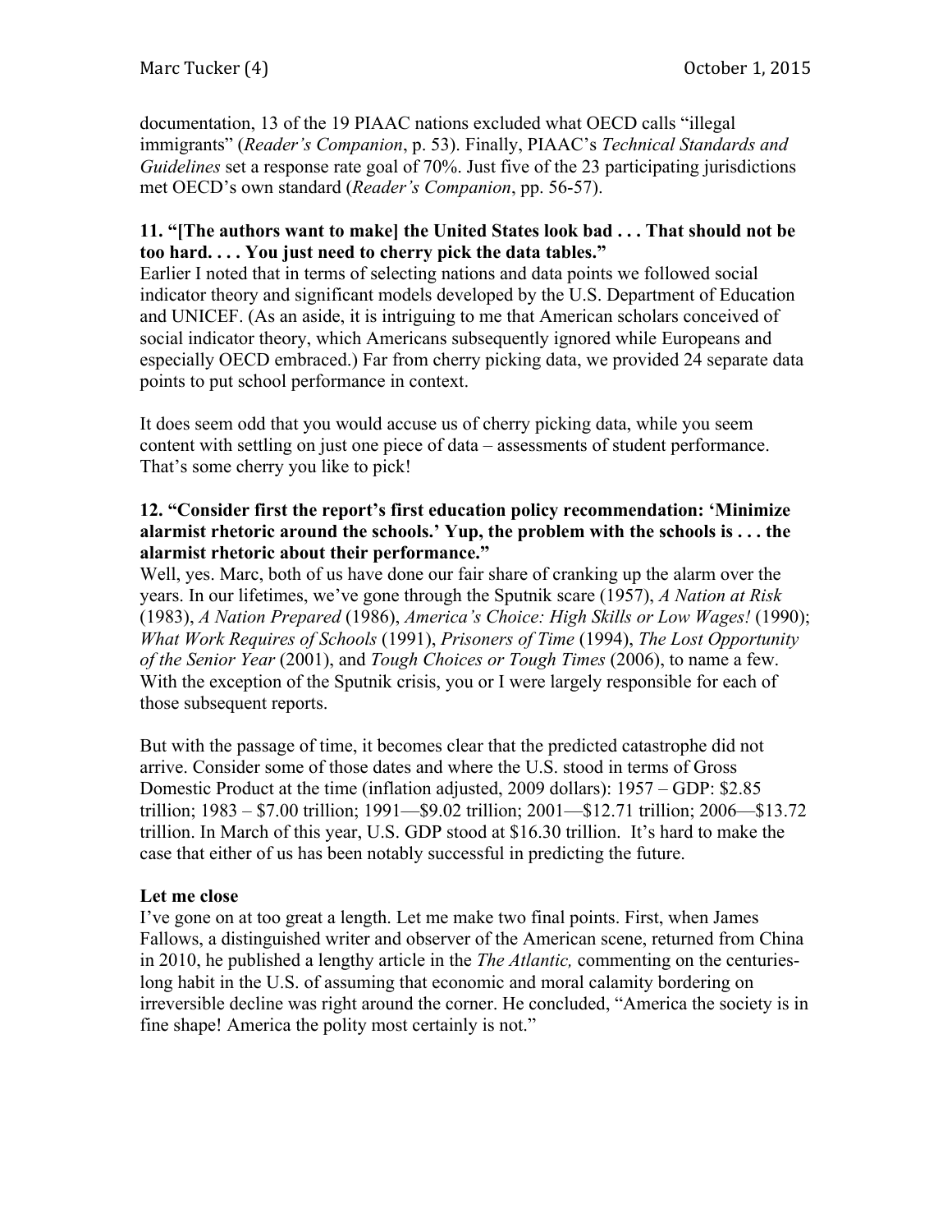documentation, 13 of the 19 PIAAC nations excluded what OECD calls "illegal immigrants" (*Reader's Companion*, p. 53). Finally, PIAAC's *Technical Standards and Guidelines* set a response rate goal of 70%. Just five of the 23 participating jurisdictions met OECD's own standard (*Reader's Companion*, pp. 56-57).

**11. "[The authors want to make] the United States look bad . . . That should not be too hard. . . . You just need to cherry pick the data tables."**

Earlier I noted that in terms of selecting nations and data points we followed social indicator theory and significant models developed by the U.S. Department of Education and UNICEF. (As an aside, it is intriguing to me that American scholars conceived of social indicator theory, which Americans subsequently ignored while Europeans and especially OECD embraced.) Far from cherry picking data, we provided 24 separate data points to put school performance in context.

It does seem odd that you would accuse us of cherry picking data, while you seem content with settling on just one piece of data – assessments of student performance. That's some cherry you like to pick!

**12. "Consider first the report's first education policy recommendation: 'Minimize alarmist rhetoric around the schools.' Yup, the problem with the schools is . . . the alarmist rhetoric about their performance."**

Well, yes. Marc, both of us have done our fair share of cranking up the alarm over the years. In our lifetimes, we've gone through the Sputnik scare (1957), *A Nation at Risk* (1983), *A Nation Prepared* (1986), *America's Choice: High Skills or Low Wages!* (1990); *What Work Requires of Schools* (1991), *Prisoners of Time* (1994), *The Lost Opportunity of the Senior Year* (2001), and *Tough Choices or Tough Times* (2006), to name a few. With the exception of the Sputnik crisis, you or I were largely responsible for each of those subsequent reports.

But with the passage of time, it becomes clear that the predicted catastrophe did not arrive. Consider some of those dates and where the U.S. stood in terms of Gross Domestic Product at the time (inflation adjusted, 2009 dollars): 1957 – GDP: $2.85 trillion; 1983 – $7.00 trillion; 1991—$9.02 trillion; 2001—$12.71 trillion; 2006—$13.72 trillion. In March of this year, U.S. GDP stood at $16.30 trillion. It's hard to make the case that either of us has been notably successful in predicting the future.

**Let me close**

I've gone on at too great a length. Let me make two final points. First, when James Fallows, a distinguished writer and observer of the American scene, returned from China in 2010, he published a lengthy article in the *The Atlantic,* commenting on the centuries-long habit in the U.S. of assuming that economic and moral calamity bordering on irreversible decline was right around the corner. He concluded, "America the society is in fine shape! America the polity most certainly is not."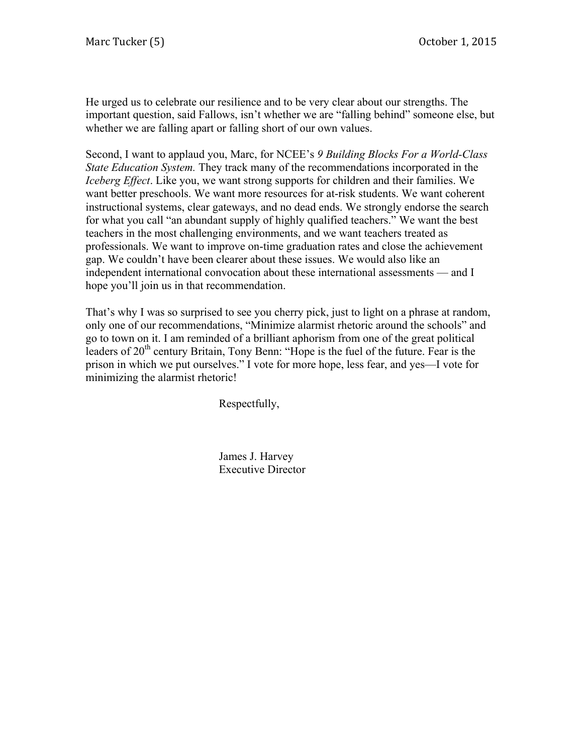He urged us to celebrate our resilience and to be very clear about our strengths. The important question, said Fallows, isn't whether we are "falling behind" someone else, but whether we are falling apart or falling short of our own values.

Second, I want to applaud you, Marc, for NCEE's *9 Building Blocks For a World-Class State Education System.* They track many of the recommendations incorporated in the *Iceberg Effect*. Like you, we want strong supports for children and their families. We want better preschools. We want more resources for at-risk students. We want coherent instructional systems, clear gateways, and no dead ends. We strongly endorse the search for what you call "an abundant supply of highly qualified teachers." We want the best teachers in the most challenging environments, and we want teachers treated as professionals. We want to improve on-time graduation rates and close the achievement gap. We couldn't have been clearer about these issues. We would also like an independent international convocation about these international assessments — and I hope you'll join us in that recommendation.

That's why I was so surprised to see you cherry pick, just to light on a phrase at random, only one of our recommendations, "Minimize alarmist rhetoric around the schools" and go to town on it. I am reminded of a brilliant aphorism from one of the great political leaders of 20th century Britain, Tony Benn: "Hope is the fuel of the future. Fear is the prison in which we put ourselves." I vote for more hope, less fear, and yes—I vote for minimizing the alarmist rhetoric!

Respectfully,

James J. Harvey
Executive Director